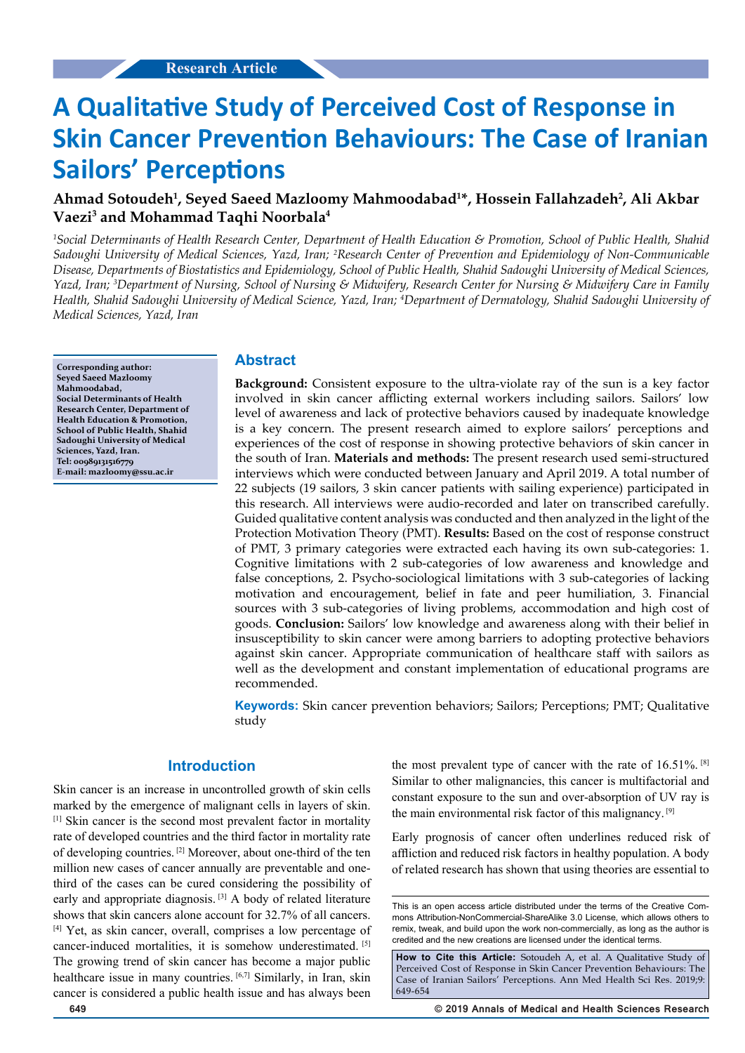Research Article

# A Qualitative Study of Perceived Cost of Response in Skin Cancer Prevention Behaviours: The Case of Iranian Sailors' Perceptions

**Ahmad Sotoudeh[1], Seyed Saeed Mazloomy Mahmoodabad[1]*, Hossein Fallahzadeh[2], Ali Akbar Vaezi[3] and Mohammad Taqhi Noorbala[4]**

*[1]Social Determinants of Health Research Center, Department of Health Education & Promotion, School of Public Health, Shahid Sadoughi University of Medical Sciences, Yazd, Iran; [2]Research Center of Prevention and Epidemiology of Non-Communicable Disease, Departments of Biostatistics and Epidemiology, School of Public Health, Shahid Sadoughi University of Medical Sciences, Yazd, Iran; [3]Department of Nursing, School of Nursing & Midwifery, Research Center for Nursing & Midwifery Care in Family Health, Shahid Sadoughi University of Medical Science, Yazd, Iran; [4]Department of Dermatology, Shahid Sadoughi University of Medical Sciences, Yazd, Iran*

**Corresponding author: Seyed Saeed Mazloomy Mahmoodabad, Social Determinants of Health Research Center, Department of Health Education & Promotion, School of Public Health, Shahid Sadoughi University of Medical Sciences, Yazd, Iran. Tel: 00989131516779 E-mail: mazloomy@ssu.ac.ir**

## Abstract

**Background:** Consistent exposure to the ultra-violate ray of the sun is a key factor involved in skin cancer afflicting external workers including sailors. Sailors' low level of awareness and lack of protective behaviors caused by inadequate knowledge is a key concern. The present research aimed to explore sailors' perceptions and experiences of the cost of response in showing protective behaviors of skin cancer in the south of Iran. **Materials and methods:** The present research used semi-structured interviews which were conducted between January and April 2019. A total number of 22 subjects (19 sailors, 3 skin cancer patients with sailing experience) participated in this research. All interviews were audio-recorded and later on transcribed carefully. Guided qualitative content analysis was conducted and then analyzed in the light of the Protection Motivation Theory (PMT). **Results:** Based on the cost of response construct of PMT, 3 primary categories were extracted each having its own sub-categories: 1. Cognitive limitations with 2 sub-categories of low awareness and knowledge and false conceptions, 2. Psycho-sociological limitations with 3 sub-categories of lacking motivation and encouragement, belief in fate and peer humiliation, 3. Financial sources with 3 sub-categories of living problems, accommodation and high cost of goods. **Conclusion:** Sailors' low knowledge and awareness along with their belief in insusceptibility to skin cancer were among barriers to adopting protective behaviors against skin cancer. Appropriate communication of healthcare staff with sailors as well as the development and constant implementation of educational programs are recommended.

**Keywords:** Skin cancer prevention behaviors; Sailors; Perceptions; PMT; Qualitative study

## Introduction

Skin cancer is an increase in uncontrolled growth of skin cells marked by the emergence of malignant cells in layers of skin. [1] Skin cancer is the second most prevalent factor in mortality rate of developed countries and the third factor in mortality rate of developing countries. [2] Moreover, about one-third of the ten million new cases of cancer annually are preventable and one-third of the cases can be cured considering the possibility of early and appropriate diagnosis. [3] A body of related literature shows that skin cancers alone account for 32.7% of all cancers. [4] Yet, as skin cancer, overall, comprises a low percentage of cancer-induced mortalities, it is somehow underestimated. [5] The growing trend of skin cancer has become a major public healthcare issue in many countries. [6,7] Similarly, in Iran, skin cancer is considered a public health issue and has always been the most prevalent type of cancer with the rate of 16.51%. [8] Similar to other malignancies, this cancer is multifactorial and constant exposure to the sun and over-absorption of UV ray is the main environmental risk factor of this malignancy. [9]

Early prognosis of cancer often underlines reduced risk of affliction and reduced risk factors in healthy population. A body of related research has shown that using theories are essential to

This is an open access article distributed under the terms of the Creative Commons Attribution-NonCommercial-ShareAlike 3.0 License, which allows others to remix, tweak, and build upon the work non-commercially, as long as the author is credited and the new creations are licensed under the identical terms.

**How to Cite this Article:** Sotoudeh A, et al. A Qualitative Study of Perceived Cost of Response in Skin Cancer Prevention Behaviours: The Case of Iranian Sailors' Perceptions. Ann Med Health Sci Res. 2019;9: 649-654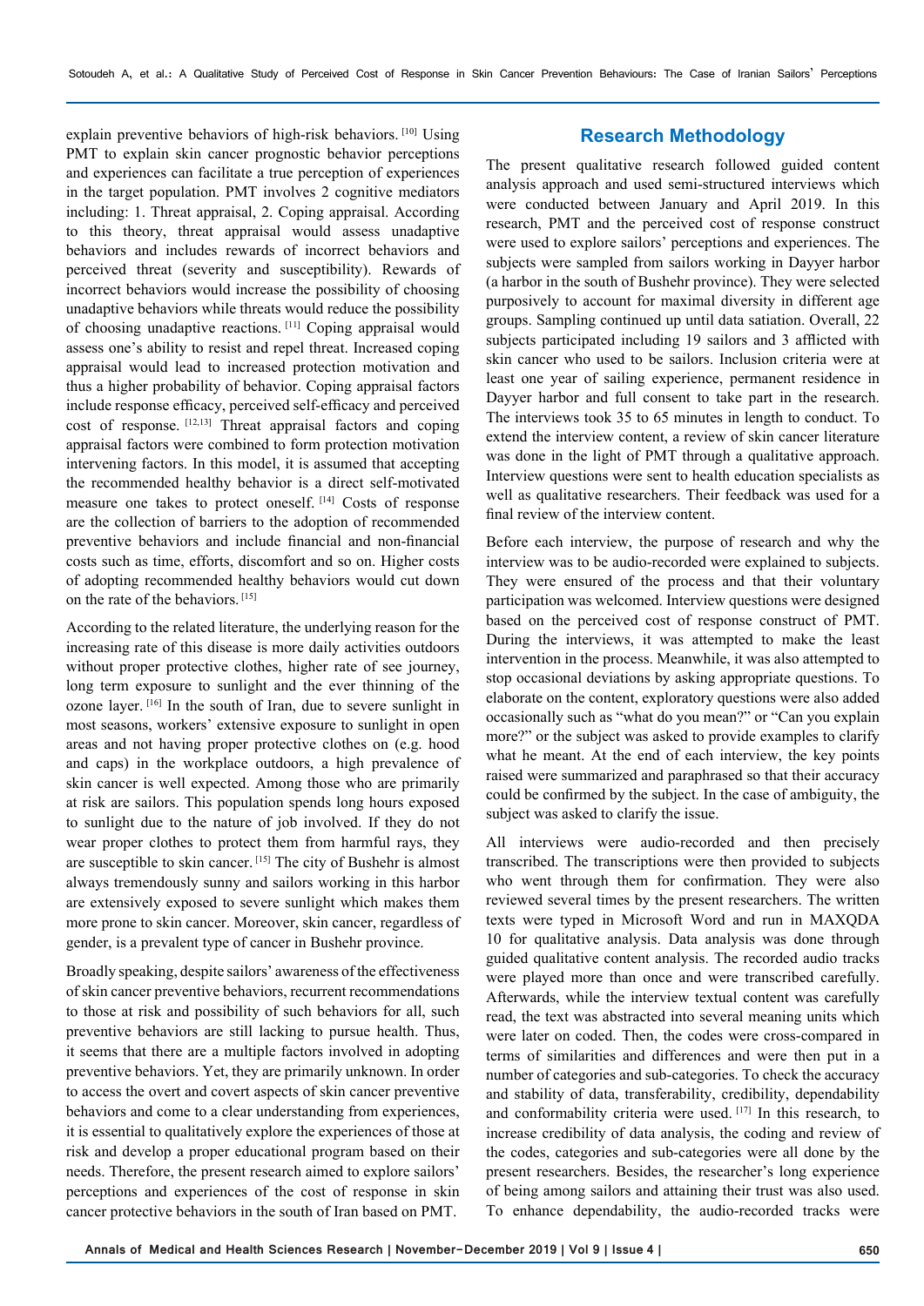explain preventive behaviors of high-risk behaviors. [10] Using PMT to explain skin cancer prognostic behavior perceptions and experiences can facilitate a true perception of experiences in the target population. PMT involves 2 cognitive mediators including: 1. Threat appraisal, 2. Coping appraisal. According to this theory, threat appraisal would assess unadaptive behaviors and includes rewards of incorrect behaviors and perceived threat (severity and susceptibility). Rewards of incorrect behaviors would increase the possibility of choosing unadaptive behaviors while threats would reduce the possibility of choosing unadaptive reactions. [11] Coping appraisal would assess one's ability to resist and repel threat. Increased coping appraisal would lead to increased protection motivation and thus a higher probability of behavior. Coping appraisal factors include response efficacy, perceived self-efficacy and perceived cost of response. [12,13] Threat appraisal factors and coping appraisal factors were combined to form protection motivation intervening factors. In this model, it is assumed that accepting the recommended healthy behavior is a direct self-motivated measure one takes to protect oneself. [14] Costs of response are the collection of barriers to the adoption of recommended preventive behaviors and include financial and non-financial costs such as time, efforts, discomfort and so on. Higher costs of adopting recommended healthy behaviors would cut down on the rate of the behaviors. [15]

According to the related literature, the underlying reason for the increasing rate of this disease is more daily activities outdoors without proper protective clothes, higher rate of see journey, long term exposure to sunlight and the ever thinning of the ozone layer. [16] In the south of Iran, due to severe sunlight in most seasons, workers' extensive exposure to sunlight in open areas and not having proper protective clothes on (e.g. hood and caps) in the workplace outdoors, a high prevalence of skin cancer is well expected. Among those who are primarily at risk are sailors. This population spends long hours exposed to sunlight due to the nature of job involved. If they do not wear proper clothes to protect them from harmful rays, they are susceptible to skin cancer. [15] The city of Bushehr is almost always tremendously sunny and sailors working in this harbor are extensively exposed to severe sunlight which makes them more prone to skin cancer. Moreover, skin cancer, regardless of gender, is a prevalent type of cancer in Bushehr province.

Broadly speaking, despite sailors' awareness of the effectiveness of skin cancer preventive behaviors, recurrent recommendations to those at risk and possibility of such behaviors for all, such preventive behaviors are still lacking to pursue health. Thus, it seems that there are a multiple factors involved in adopting preventive behaviors. Yet, they are primarily unknown. In order to access the overt and covert aspects of skin cancer preventive behaviors and come to a clear understanding from experiences, it is essential to qualitatively explore the experiences of those at risk and develop a proper educational program based on their needs. Therefore, the present research aimed to explore sailors' perceptions and experiences of the cost of response in skin cancer protective behaviors in the south of Iran based on PMT.

## Research Methodology

The present qualitative research followed guided content analysis approach and used semi-structured interviews which were conducted between January and April 2019. In this research, PMT and the perceived cost of response construct were used to explore sailors' perceptions and experiences. The subjects were sampled from sailors working in Dayyer harbor (a harbor in the south of Bushehr province). They were selected purposively to account for maximal diversity in different age groups. Sampling continued up until data satiation. Overall, 22 subjects participated including 19 sailors and 3 afflicted with skin cancer who used to be sailors. Inclusion criteria were at least one year of sailing experience, permanent residence in Dayyer harbor and full consent to take part in the research. The interviews took 35 to 65 minutes in length to conduct. To extend the interview content, a review of skin cancer literature was done in the light of PMT through a qualitative approach. Interview questions were sent to health education specialists as well as qualitative researchers. Their feedback was used for a final review of the interview content.

Before each interview, the purpose of research and why the interview was to be audio-recorded were explained to subjects. They were ensured of the process and that their voluntary participation was welcomed. Interview questions were designed based on the perceived cost of response construct of PMT. During the interviews, it was attempted to make the least intervention in the process. Meanwhile, it was also attempted to stop occasional deviations by asking appropriate questions. To elaborate on the content, exploratory questions were also added occasionally such as "what do you mean?" or "Can you explain more?" or the subject was asked to provide examples to clarify what he meant. At the end of each interview, the key points raised were summarized and paraphrased so that their accuracy could be confirmed by the subject. In the case of ambiguity, the subject was asked to clarify the issue.

All interviews were audio-recorded and then precisely transcribed. The transcriptions were then provided to subjects who went through them for confirmation. They were also reviewed several times by the present researchers. The written texts were typed in Microsoft Word and run in MAXQDA 10 for qualitative analysis. Data analysis was done through guided qualitative content analysis. The recorded audio tracks were played more than once and were transcribed carefully. Afterwards, while the interview textual content was carefully read, the text was abstracted into several meaning units which were later on coded. Then, the codes were cross-compared in terms of similarities and differences and were then put in a number of categories and sub-categories. To check the accuracy and stability of data, transferability, credibility, dependability and conformability criteria were used. [17] In this research, to increase credibility of data analysis, the coding and review of the codes, categories and sub-categories were all done by the present researchers. Besides, the researcher's long experience of being among sailors and attaining their trust was also used. To enhance dependability, the audio-recorded tracks were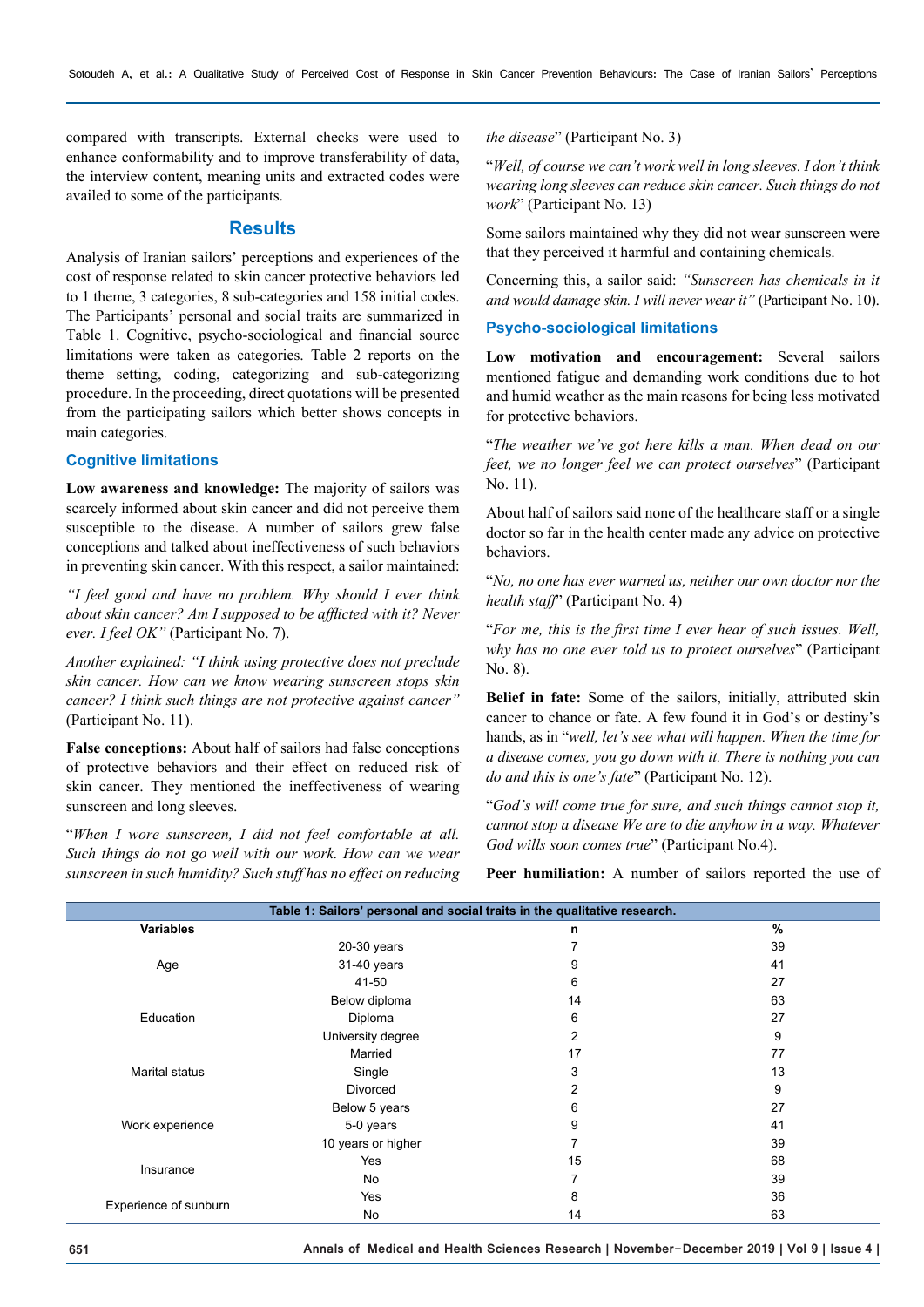compared with transcripts. External checks were used to enhance conformability and to improve transferability of data, the interview content, meaning units and extracted codes were availed to some of the participants.

## Results

Analysis of Iranian sailors' perceptions and experiences of the cost of response related to skin cancer protective behaviors led to 1 theme, 3 categories, 8 sub-categories and 158 initial codes. The Participants' personal and social traits are summarized in Table 1. Cognitive, psycho-sociological and financial source limitations were taken as categories. Table 2 reports on the theme setting, coding, categorizing and sub-categorizing procedure. In the proceeding, direct quotations will be presented from the participating sailors which better shows concepts in main categories.

### Cognitive limitations

**Low awareness and knowledge:** The majority of sailors was scarcely informed about skin cancer and did not perceive them susceptible to the disease. A number of sailors grew false conceptions and talked about ineffectiveness of such behaviors in preventing skin cancer. With this respect, a sailor maintained:

*"I feel good and have no problem. Why should I ever think about skin cancer? Am I supposed to be afflicted with it? Never ever. I feel OK"* (Participant No. 7).

*Another explained: "I think using protective does not preclude skin cancer. How can we know wearing sunscreen stops skin cancer? I think such things are not protective against cancer"* (Participant No. 11).

**False conceptions:** About half of sailors had false conceptions of protective behaviors and their effect on reduced risk of skin cancer. They mentioned the ineffectiveness of wearing sunscreen and long sleeves.

"*When I wore sunscreen, I did not feel comfortable at all. Such things do not go well with our work. How can we wear sunscreen in such humidity? Such stuff has no effect on reducing the disease*" (Participant No. 3)

"*Well, of course we can't work well in long sleeves. I don't think wearing long sleeves can reduce skin cancer. Such things do not work*" (Participant No. 13)

Some sailors maintained why they did not wear sunscreen were that they perceived it harmful and containing chemicals.

Concerning this, a sailor said: *"Sunscreen has chemicals in it and would damage skin. I will never wear it"* (Participant No. 10).

### Psycho-sociological limitations

**Low motivation and encouragement:** Several sailors mentioned fatigue and demanding work conditions due to hot and humid weather as the main reasons for being less motivated for protective behaviors.

"*The weather we've got here kills a man. When dead on our feet, we no longer feel we can protect ourselves*" (Participant No. 11).

About half of sailors said none of the healthcare staff or a single doctor so far in the health center made any advice on protective behaviors.

"*No, no one has ever warned us, neither our own doctor nor the health staff*" (Participant No. 4)

"*For me, this is the first time I ever hear of such issues. Well, why has no one ever told us to protect ourselves*" (Participant No. 8).

**Belief in fate:** Some of the sailors, initially, attributed skin cancer to chance or fate. A few found it in God's or destiny's hands, as in "*well, let's see what will happen. When the time for a disease comes, you go down with it. There is nothing you can do and this is one's fate*" (Participant No. 12).

"*God's will come true for sure, and such things cannot stop it, cannot stop a disease We are to die anyhow in a way. Whatever God wills soon comes true*" (Participant No.4).

**Peer humiliation:** A number of sailors reported the use of

**Table 1: Sailors' personal and social traits in the qualitative research.**

| Variables | | n | % |
|---|---|---|---|
| Age | 20-30 years | 7 | 39 |
| | 31-40 years | 9 | 41 |
| | 41-50 | 6 | 27 |
| Education | Below diploma | 14 | 63 |
| | Diploma | 6 | 27 |
| | University degree | 2 | 9 |
| Marital status | Married | 17 | 77 |
| | Single | 3 | 13 |
| | Divorced | 2 | 9 |
| Work experience | Below 5 years | 6 | 27 |
| | 5-0 years | 9 | 41 |
| | 10 years or higher | 7 | 39 |
| Insurance | Yes | 15 | 68 |
| | No | 7 | 39 |
| Experience of sunburn | Yes | 8 | 36 |
| | No | 14 | 63 |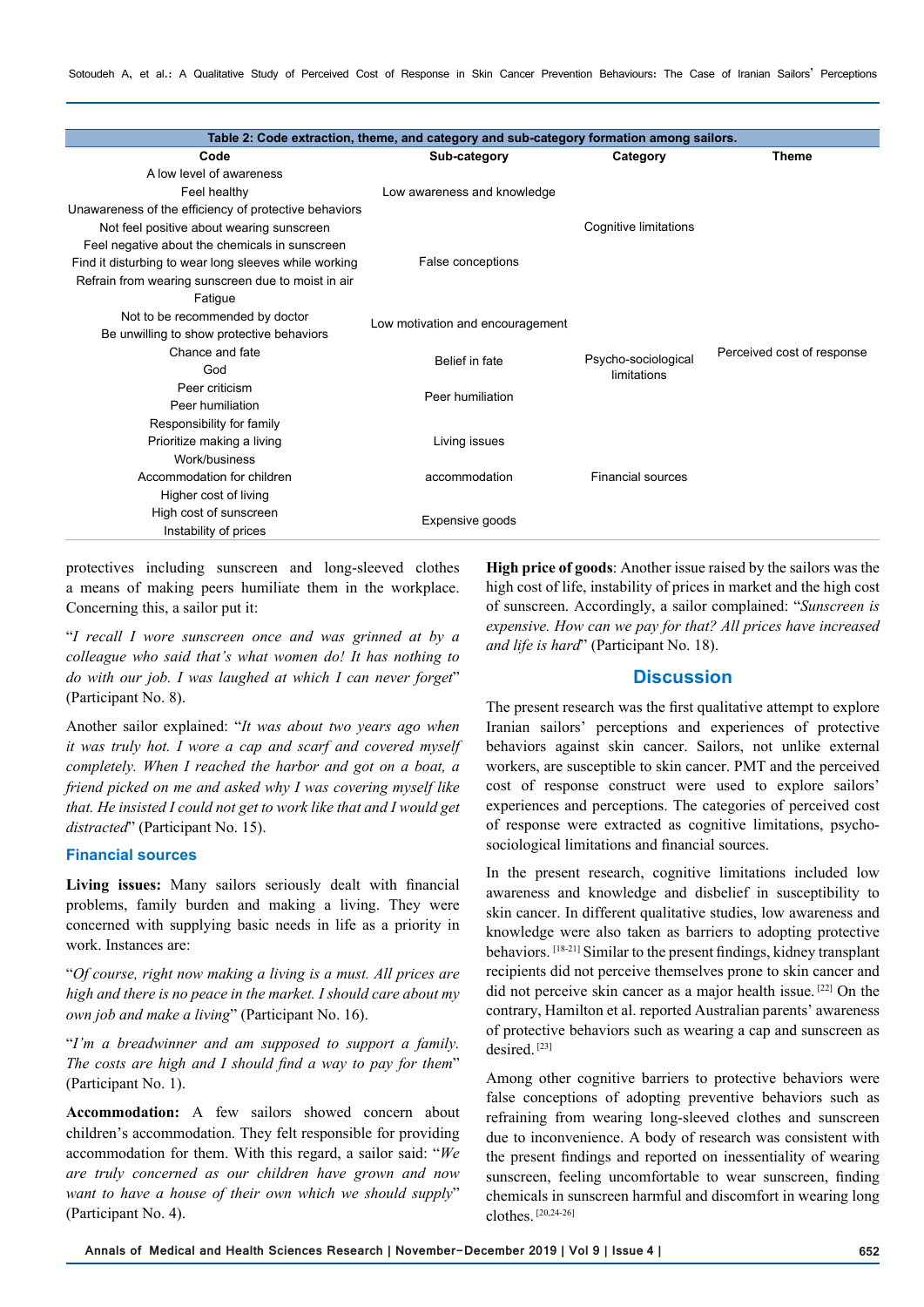| Table 2: Code extraction, theme, and category and sub-category formation among sailors. | | | |
|---|---|---|---|
| **Code** | **Sub-category** | **Category** | **Theme** |
| A low level of awareness | Low awareness and knowledge | Cognitive limitations | Perceived cost of response |
| Feel healthy | | | |
| Unawareness of the efficiency of protective behaviors | | | |
| Not feel positive about wearing sunscreen | False conceptions | | |
| Feel negative about the chemicals in sunscreen | | | |
| Find it disturbing to wear long sleeves while working | | | |
| Refrain from wearing sunscreen due to moist in air | | | |
| Fatigue | Low motivation and encouragement | Psycho-sociological limitations | |
| Not to be recommended by doctor | | | |
| Be unwilling to show protective behaviors | | | |
| Chance and fate | Belief in fate | | |
| God | | | |
| Peer criticism | Peer humiliation | | |
| Peer humiliation | | | |
| Responsibility for family | Living issues | Financial sources | |
| Prioritize making a living | | | |
| Work/business | | | |
| Accommodation for children | accommodation | | |
| Higher cost of living | Expensive goods | | |
| High cost of sunscreen | | | |
| Instability of prices | | | |

protectives including sunscreen and long-sleeved clothes a means of making peers humiliate them in the workplace. Concerning this, a sailor put it:

"*I recall I wore sunscreen once and was grinned at by a colleague who said that's what women do! It has nothing to do with our job. I was laughed at which I can never forget*" (Participant No. 8).

Another sailor explained: "*It was about two years ago when it was truly hot. I wore a cap and scarf and covered myself completely. When I reached the harbor and got on a boat, a friend picked on me and asked why I was covering myself like that. He insisted I could not get to work like that and I would get distracted*" (Participant No. 15).

### Financial sources

**Living issues:** Many sailors seriously dealt with financial problems, family burden and making a living. They were concerned with supplying basic needs in life as a priority in work. Instances are:

"*Of course, right now making a living is a must. All prices are high and there is no peace in the market. I should care about my own job and make a living*" (Participant No. 16).

"*I'm a breadwinner and am supposed to support a family. The costs are high and I should find a way to pay for them*" (Participant No. 1).

**Accommodation:** A few sailors showed concern about children's accommodation. They felt responsible for providing accommodation for them. With this regard, a sailor said: "*We are truly concerned as our children have grown and now want to have a house of their own which we should supply*" (Participant No. 4).

**High price of goods**: Another issue raised by the sailors was the high cost of life, instability of prices in market and the high cost of sunscreen. Accordingly, a sailor complained: "*Sunscreen is expensive. How can we pay for that? All prices have increased and life is hard*" (Participant No. 18).

## Discussion

The present research was the first qualitative attempt to explore Iranian sailors' perceptions and experiences of protective behaviors against skin cancer. Sailors, not unlike external workers, are susceptible to skin cancer. PMT and the perceived cost of response construct were used to explore sailors' experiences and perceptions. The categories of perceived cost of response were extracted as cognitive limitations, psycho-sociological limitations and financial sources.

In the present research, cognitive limitations included low awareness and knowledge and disbelief in susceptibility to skin cancer. In different qualitative studies, low awareness and knowledge were also taken as barriers to adopting protective behaviors. [18-21] Similar to the present findings, kidney transplant recipients did not perceive themselves prone to skin cancer and did not perceive skin cancer as a major health issue. [22] On the contrary, Hamilton et al. reported Australian parents' awareness of protective behaviors such as wearing a cap and sunscreen as desired. [23]

Among other cognitive barriers to protective behaviors were false conceptions of adopting preventive behaviors such as refraining from wearing long-sleeved clothes and sunscreen due to inconvenience. A body of research was consistent with the present findings and reported on inessentiality of wearing sunscreen, feeling uncomfortable to wear sunscreen, finding chemicals in sunscreen harmful and discomfort in wearing long clothes. [20,24-26]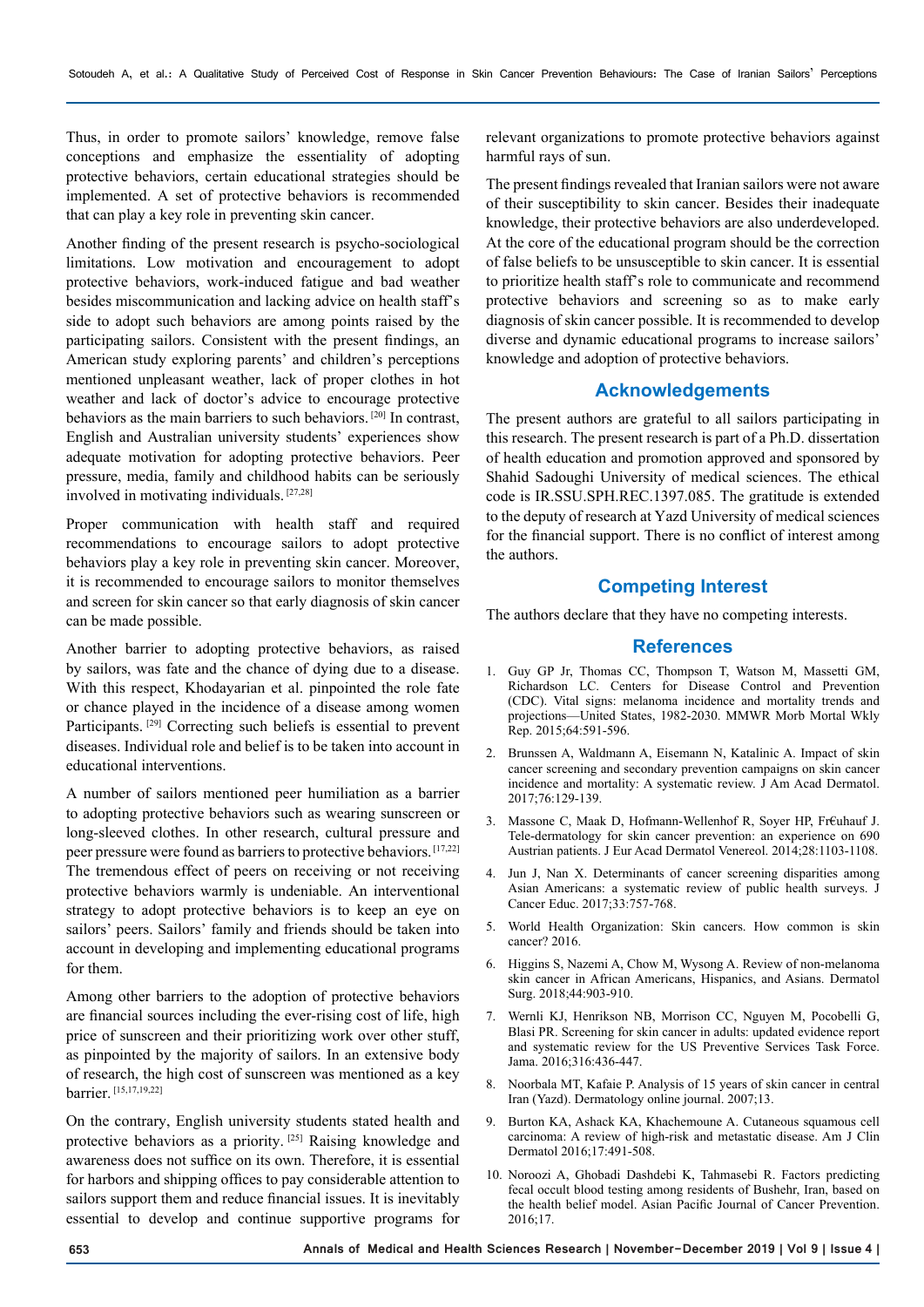Thus, in order to promote sailors' knowledge, remove false conceptions and emphasize the essentiality of adopting protective behaviors, certain educational strategies should be implemented. A set of protective behaviors is recommended that can play a key role in preventing skin cancer.

Another finding of the present research is psycho-sociological limitations. Low motivation and encouragement to adopt protective behaviors, work-induced fatigue and bad weather besides miscommunication and lacking advice on health staff's side to adopt such behaviors are among points raised by the participating sailors. Consistent with the present findings, an American study exploring parents' and children's perceptions mentioned unpleasant weather, lack of proper clothes in hot weather and lack of doctor's advice to encourage protective behaviors as the main barriers to such behaviors. [20] In contrast, English and Australian university students' experiences show adequate motivation for adopting protective behaviors. Peer pressure, media, family and childhood habits can be seriously involved in motivating individuals. [27,28]

Proper communication with health staff and required recommendations to encourage sailors to adopt protective behaviors play a key role in preventing skin cancer. Moreover, it is recommended to encourage sailors to monitor themselves and screen for skin cancer so that early diagnosis of skin cancer can be made possible.

Another barrier to adopting protective behaviors, as raised by sailors, was fate and the chance of dying due to a disease. With this respect, Khodayarian et al. pinpointed the role fate or chance played in the incidence of a disease among women Participants. [29] Correcting such beliefs is essential to prevent diseases. Individual role and belief is to be taken into account in educational interventions.

A number of sailors mentioned peer humiliation as a barrier to adopting protective behaviors such as wearing sunscreen or long-sleeved clothes. In other research, cultural pressure and peer pressure were found as barriers to protective behaviors. [17,22] The tremendous effect of peers on receiving or not receiving protective behaviors warmly is undeniable. An interventional strategy to adopt protective behaviors is to keep an eye on sailors' peers. Sailors' family and friends should be taken into account in developing and implementing educational programs for them.

Among other barriers to the adoption of protective behaviors are financial sources including the ever-rising cost of life, high price of sunscreen and their prioritizing work over other stuff, as pinpointed by the majority of sailors. In an extensive body of research, the high cost of sunscreen was mentioned as a key barrier. [15,17,19,22]

On the contrary, English university students stated health and protective behaviors as a priority. [25] Raising knowledge and awareness does not suffice on its own. Therefore, it is essential for harbors and shipping offices to pay considerable attention to sailors support them and reduce financial issues. It is inevitably essential to develop and continue supportive programs for relevant organizations to promote protective behaviors against harmful rays of sun.

The present findings revealed that Iranian sailors were not aware of their susceptibility to skin cancer. Besides their inadequate knowledge, their protective behaviors are also underdeveloped. At the core of the educational program should be the correction of false beliefs to be unsusceptible to skin cancer. It is essential to prioritize health staff's role to communicate and recommend protective behaviors and screening so as to make early diagnosis of skin cancer possible. It is recommended to develop diverse and dynamic educational programs to increase sailors' knowledge and adoption of protective behaviors.

## Acknowledgements

The present authors are grateful to all sailors participating in this research. The present research is part of a Ph.D. dissertation of health education and promotion approved and sponsored by Shahid Sadoughi University of medical sciences. The ethical code is IR.SSU.SPH.REC.1397.085. The gratitude is extended to the deputy of research at Yazd University of medical sciences for the financial support. There is no conflict of interest among the authors.

## Competing Interest

The authors declare that they have no competing interests.

## References

1. Guy GP Jr, Thomas CC, Thompson T, Watson M, Massetti GM, Richardson LC. Centers for Disease Control and Prevention (CDC). Vital signs: melanoma incidence and mortality trends and projections—United States, 1982-2030. MMWR Morb Mortal Wkly Rep. 2015;64:591-596.
2. Brunssen A, Waldmann A, Eisemann N, Katalinic A. Impact of skin cancer screening and secondary prevention campaigns on skin cancer incidence and mortality: A systematic review. J Am Acad Dermatol. 2017;76:129-139.
3. Massone C, Maak D, Hofmann-Wellenhof R, Soyer HP, Fr€uhauf J. Tele-dermatology for skin cancer prevention: an experience on 690 Austrian patients. J Eur Acad Dermatol Venereol. 2014;28:1103-1108.
4. Jun J, Nan X. Determinants of cancer screening disparities among Asian Americans: a systematic review of public health surveys. J Cancer Educ. 2017;33:757-768.
5. World Health Organization: Skin cancers. How common is skin cancer? 2016.
6. Higgins S, Nazemi A, Chow M, Wysong A. Review of non-melanoma skin cancer in African Americans, Hispanics, and Asians. Dermatol Surg. 2018;44:903-910.
7. Wernli KJ, Henrikson NB, Morrison CC, Nguyen M, Pocobelli G, Blasi PR. Screening for skin cancer in adults: updated evidence report and systematic review for the US Preventive Services Task Force. Jama. 2016;316:436-447.
8. Noorbala MT, Kafaie P. Analysis of 15 years of skin cancer in central Iran (Yazd). Dermatology online journal. 2007;13.
9. Burton KA, Ashack KA, Khachemoune A. Cutaneous squamous cell carcinoma: A review of high-risk and metastatic disease. Am J Clin Dermatol 2016;17:491-508.
10. Noroozi A, Ghobadi Dashdebi K, Tahmasebi R. Factors predicting fecal occult blood testing among residents of Bushehr, Iran, based on the health belief model. Asian Pacific Journal of Cancer Prevention. 2016;17.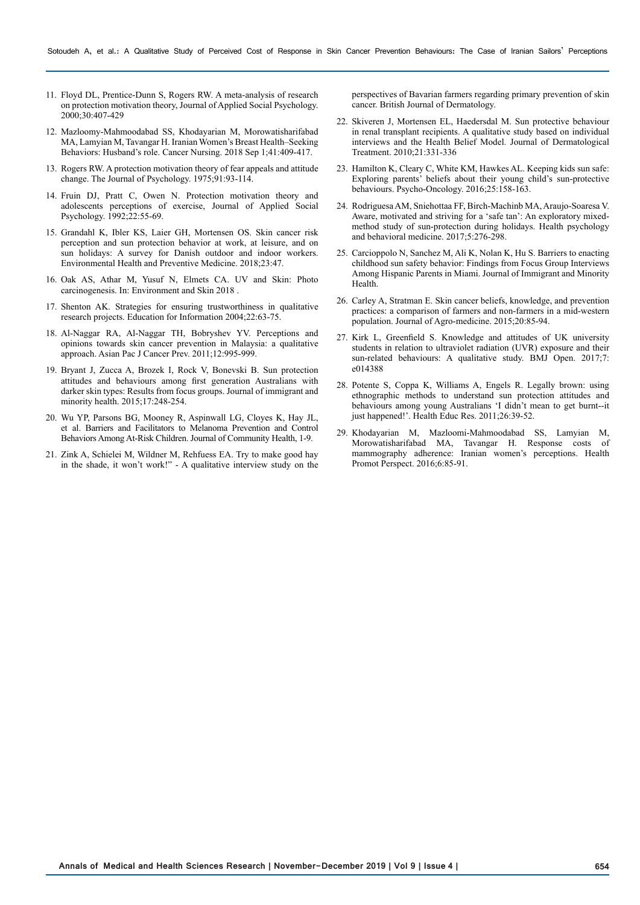11. Floyd DL, Prentice-Dunn S, Rogers RW. A meta-analysis of research on protection motivation theory, Journal of Applied Social Psychology. 2000;30:407-429
12. Mazloomy-Mahmoodabad SS, Khodayarian M, Morowatisharifabad MA, Lamyian M, Tavangar H. Iranian Women's Breast Health–Seeking Behaviors: Husband's role. Cancer Nursing. 2018 Sep 1;41:409-417.
13. Rogers RW. A protection motivation theory of fear appeals and attitude change. The Journal of Psychology. 1975;91:93-114.
14. Fruin DJ, Pratt C, Owen N. Protection motivation theory and adolescents perceptions of exercise, Journal of Applied Social Psychology. 1992;22:55-69.
15. Grandahl K, Ibler KS, Laier GH, Mortensen OS. Skin cancer risk perception and sun protection behavior at work, at leisure, and on sun holidays: A survey for Danish outdoor and indoor workers. Environmental Health and Preventive Medicine. 2018;23:47.
16. Oak AS, Athar M, Yusuf N, Elmets CA. UV and Skin: Photo carcinogenesis. In: Environment and Skin 2018 .
17. Shenton AK. Strategies for ensuring trustworthiness in qualitative research projects. Education for Information 2004;22:63-75.
18. Al-Naggar RA, Al-Naggar TH, Bobryshev YV. Perceptions and opinions towards skin cancer prevention in Malaysia: a qualitative approach. Asian Pac J Cancer Prev. 2011;12:995-999.
19. Bryant J, Zucca A, Brozek I, Rock V, Bonevski B. Sun protection attitudes and behaviours among first generation Australians with darker skin types: Results from focus groups. Journal of immigrant and minority health. 2015;17:248-254.
20. Wu YP, Parsons BG, Mooney R, Aspinwall LG, Cloyes K, Hay JL, et al. Barriers and Facilitators to Melanoma Prevention and Control Behaviors Among At-Risk Children. Journal of Community Health, 1-9.
21. Zink A, Schielei M, Wildner M, Rehfuess EA. Try to make good hay in the shade, it won't work!" - A qualitative interview study on the perspectives of Bavarian farmers regarding primary prevention of skin cancer. British Journal of Dermatology.
22. Skiveren J, Mortensen EL, Haedersdal M. Sun protective behaviour in renal transplant recipients. A qualitative study based on individual interviews and the Health Belief Model. Journal of Dermatological Treatment. 2010;21:331-336
23. Hamilton K, Cleary C, White KM, Hawkes AL. Keeping kids sun safe: Exploring parents' beliefs about their young child's sun-protective behaviours. Psycho-Oncology. 2016;25:158-163.
24. Rodriguesa AM, Sniehottaa FF, Birch-Machinb MA, Araujo-Soaresa V. Aware, motivated and striving for a 'safe tan': An exploratory mixed-method study of sun-protection during holidays. Health psychology and behavioral medicine. 2017;5:276-298.
25. Carcioppolo N, Sanchez M, Ali K, Nolan K, Hu S. Barriers to enacting childhood sun safety behavior: Findings from Focus Group Interviews Among Hispanic Parents in Miami. Journal of Immigrant and Minority Health.
26. Carley A, Stratman E. Skin cancer beliefs, knowledge, and prevention practices: a comparison of farmers and non-farmers in a mid-western population. Journal of Agro-medicine. 2015;20:85-94.
27. Kirk L, Greenfield S. Knowledge and attitudes of UK university students in relation to ultraviolet radiation (UVR) exposure and their sun-related behaviours: A qualitative study. BMJ Open. 2017;7: e014388
28. Potente S, Coppa K, Williams A, Engels R. Legally brown: using ethnographic methods to understand sun protection attitudes and behaviours among young Australians 'I didn't mean to get burnt--it just happened!'. Health Educ Res. 2011;26:39-52.
29. Khodayarian M, Mazloomi-Mahmoodabad SS, Lamyian M, Morowatisharifabad MA, Tavangar H. Response costs of mammography adherence: Iranian women's perceptions. Health Promot Perspect. 2016;6:85-91.